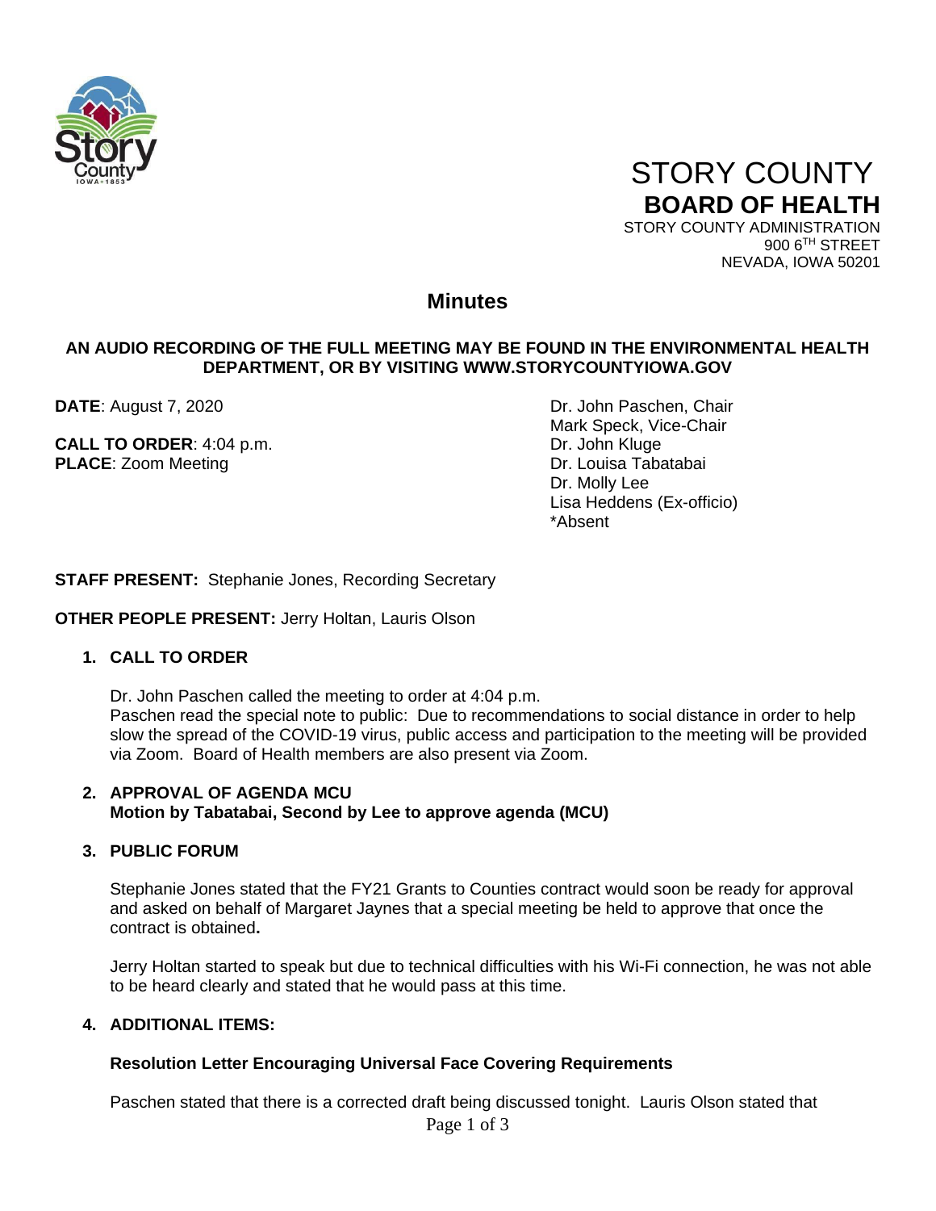# STORY COUNTY
## BOARD OF HEALTH

STORY COUNTY ADMINISTRATION
900 6TH STREET
NEVADA, IOWA 50201

## Minutes

**AN AUDIO RECORDING OF THE FULL MEETING MAY BE FOUND IN THE ENVIRONMENTAL HEALTH DEPARTMENT, OR BY VISITING WWW.STORYCOUNTYIOWA.GOV**

**DATE**: August 7, 2020

**CALL TO ORDER**: 4:04 p.m.
**PLACE**: Zoom Meeting

Dr. John Paschen, Chair
Mark Speck, Vice-Chair
Dr. John Kluge
Dr. Louisa Tabatabai
Dr. Molly Lee
Lisa Heddens (Ex-officio)
*Absent

**STAFF PRESENT:** Stephanie Jones, Recording Secretary

**OTHER PEOPLE PRESENT:** Jerry Holtan, Lauris Olson

1. **CALL TO ORDER**

   Dr. John Paschen called the meeting to order at 4:04 p.m.
   Paschen read the special note to public: Due to recommendations to social distance in order to help slow the spread of the COVID-19 virus, public access and participation to the meeting will be provided via Zoom. Board of Health members are also present via Zoom.

2. **APPROVAL OF AGENDA MCU**
   **Motion by Tabatabai, Second by Lee to approve agenda (MCU)**

3. **PUBLIC FORUM**

   Stephanie Jones stated that the FY21 Grants to Counties contract would soon be ready for approval and asked on behalf of Margaret Jaynes that a special meeting be held to approve that once the contract is obtained**.**

   Jerry Holtan started to speak but due to technical difficulties with his Wi-Fi connection, he was not able to be heard clearly and stated that he would pass at this time.

4. **ADDITIONAL ITEMS:**

   **Resolution Letter Encouraging Universal Face Covering Requirements**

   Paschen stated that there is a corrected draft being discussed tonight. Lauris Olson stated that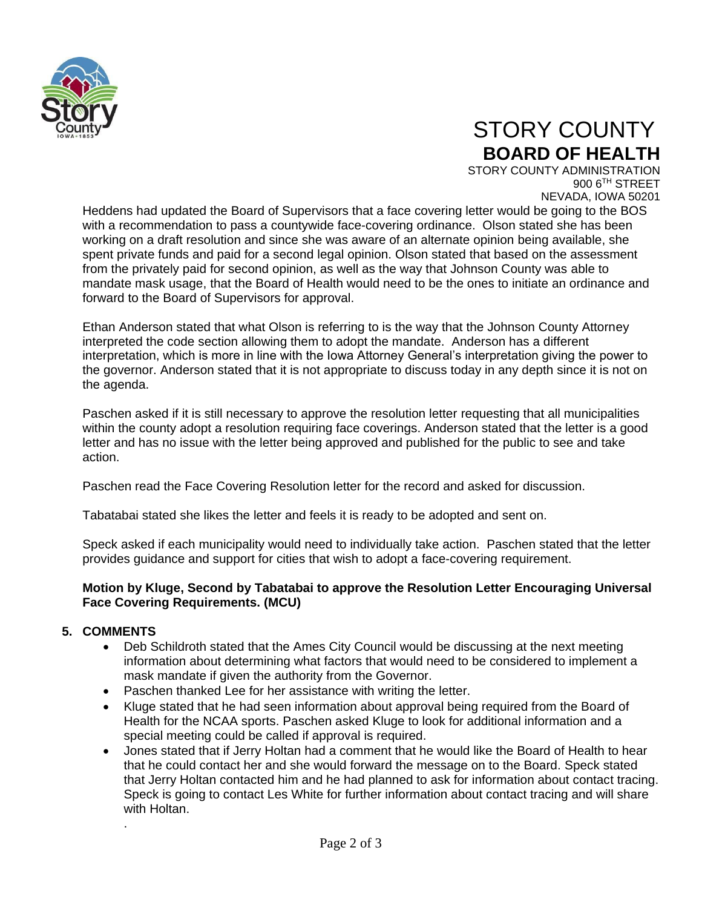Heddens had updated the Board of Supervisors that a face covering letter would be going to the BOS with a recommendation to pass a countywide face-covering ordinance. Olson stated she has been working on a draft resolution and since she was aware of an alternate opinion being available, she spent private funds and paid for a second legal opinion. Olson stated that based on the assessment from the privately paid for second opinion, as well as the way that Johnson County was able to mandate mask usage, that the Board of Health would need to be the ones to initiate an ordinance and forward to the Board of Supervisors for approval.

Ethan Anderson stated that what Olson is referring to is the way that the Johnson County Attorney interpreted the code section allowing them to adopt the mandate. Anderson has a different interpretation, which is more in line with the Iowa Attorney General's interpretation giving the power to the governor. Anderson stated that it is not appropriate to discuss today in any depth since it is not on the agenda.

Paschen asked if it is still necessary to approve the resolution letter requesting that all municipalities within the county adopt a resolution requiring face coverings. Anderson stated that the letter is a good letter and has no issue with the letter being approved and published for the public to see and take action.

Paschen read the Face Covering Resolution letter for the record and asked for discussion.

Tabatabai stated she likes the letter and feels it is ready to be adopted and sent on.

Speck asked if each municipality would need to individually take action. Paschen stated that the letter provides guidance and support for cities that wish to adopt a face-covering requirement.

**Motion by Kluge, Second by Tabatabai to approve the Resolution Letter Encouraging Universal Face Covering Requirements. (MCU)**

## 5. COMMENTS

- Deb Schildroth stated that the Ames City Council would be discussing at the next meeting information about determining what factors that would need to be considered to implement a mask mandate if given the authority from the Governor.
- Paschen thanked Lee for her assistance with writing the letter.
- Kluge stated that he had seen information about approval being required from the Board of Health for the NCAA sports. Paschen asked Kluge to look for additional information and a special meeting could be called if approval is required.
- Jones stated that if Jerry Holtan had a comment that he would like the Board of Health to hear that he could contact her and she would forward the message on to the Board. Speck stated that Jerry Holtan contacted him and he had planned to ask for information about contact tracing. Speck is going to contact Les White for further information about contact tracing and will share with Holtan.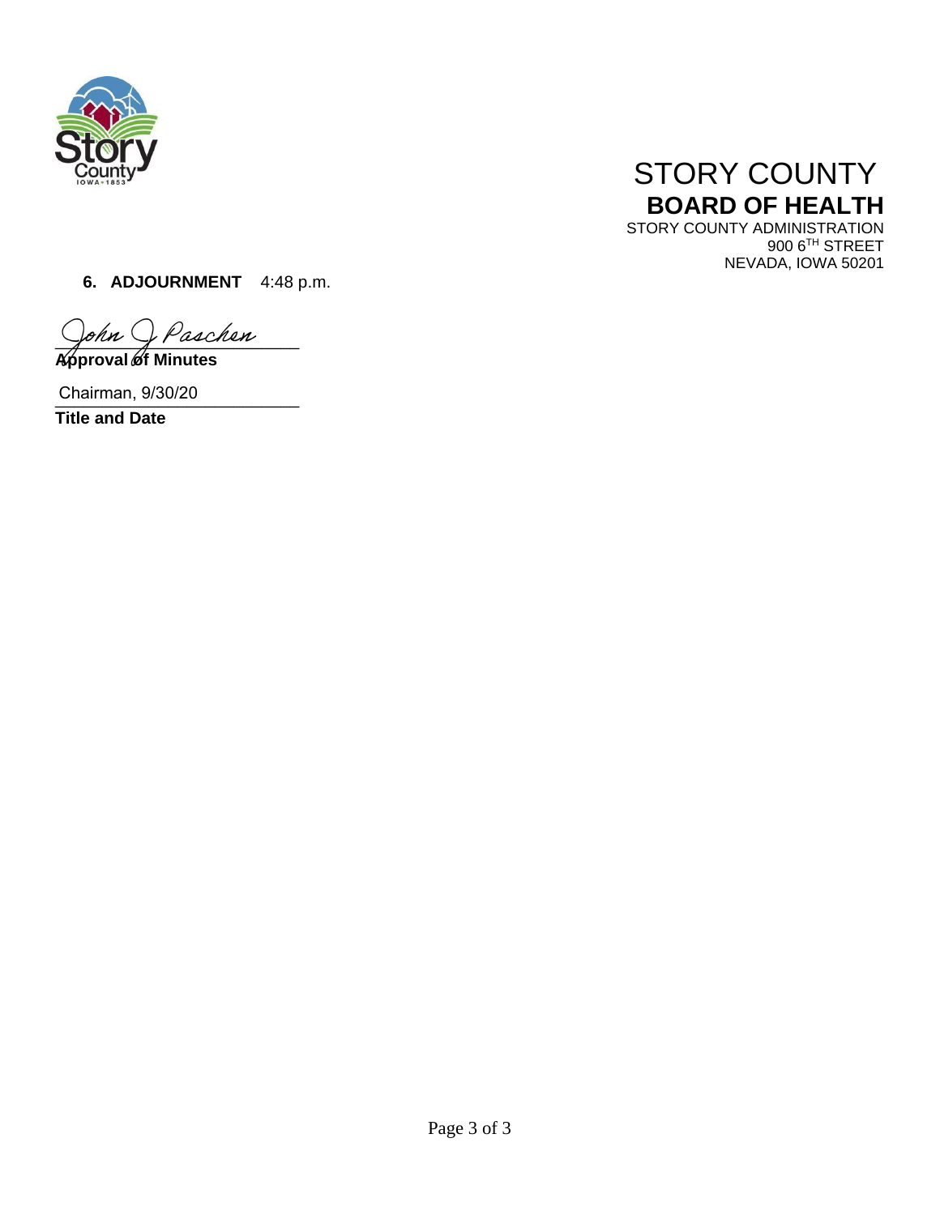STORY COUNTY
**BOARD OF HEALTH**
STORY COUNTY ADMINISTRATION
900 6TH STREET
NEVADA, IOWA 50201

**6. ADJOURNMENT** 4:48 p.m.

John J Paschen
**Approval of Minutes**

Chairman, 9/30/20
**Title and Date**